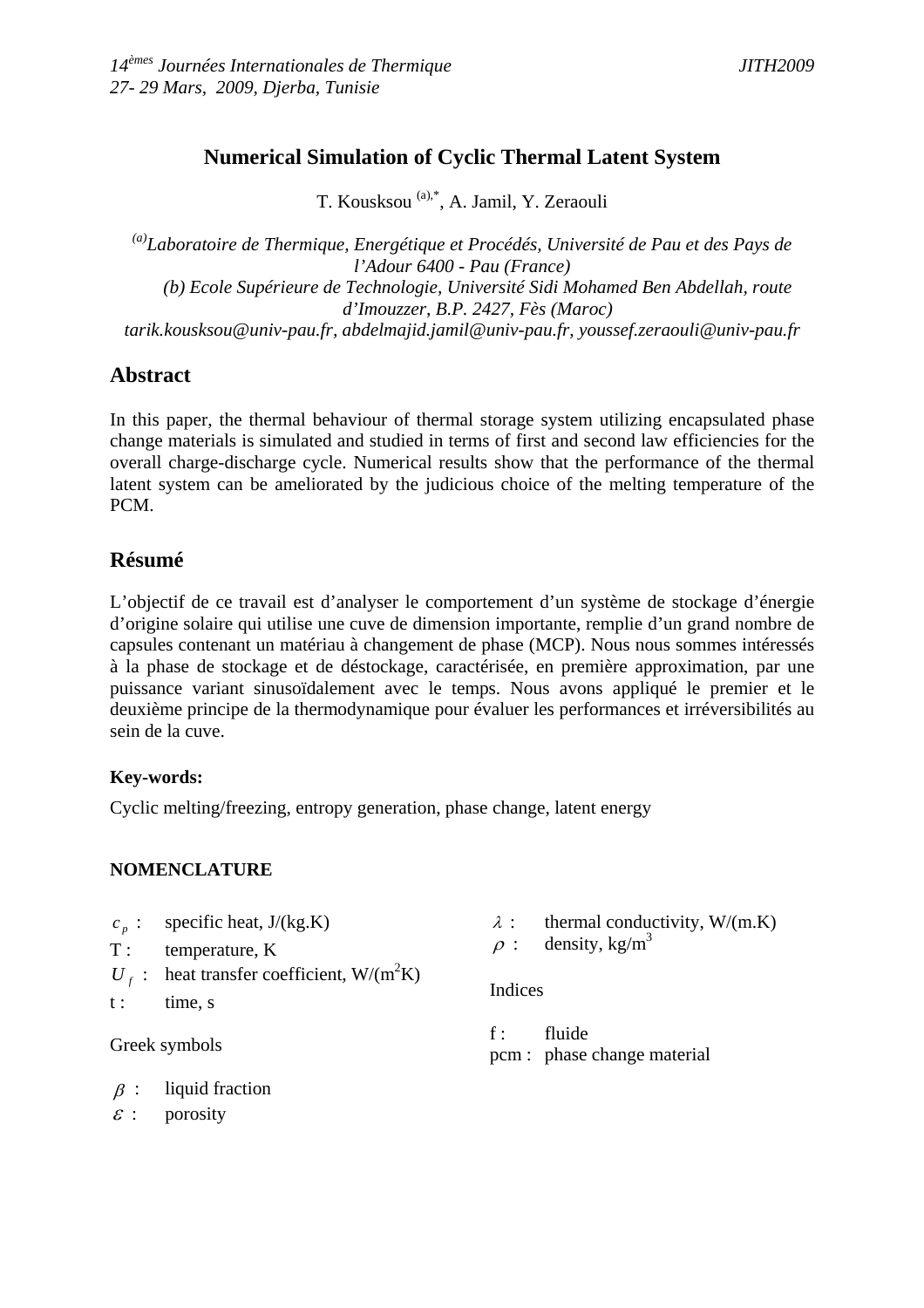# Numerical Simulation of Cyclic Thermal Latent System

T. Kousksou [(a),*], A. Jamil, Y. Zeraouli

[(a)]*Laboratoire de Thermique, Energétique et Procédés, Université de Pau et des Pays de l'Adour 6400 - Pau (France)*
*(b) Ecole Supérieure de Technologie, Université Sidi Mohamed Ben Abdellah, route d'Imouzzer, B.P. 2427, Fès (Maroc)*
*tarik.kousksou@univ-pau.fr, abdelmajid.jamil@univ-pau.fr, youssef.zeraouli@univ-pau.fr*

## Abstract

In this paper, the thermal behaviour of thermal storage system utilizing encapsulated phase change materials is simulated and studied in terms of first and second law efficiencies for the overall charge-discharge cycle. Numerical results show that the performance of the thermal latent system can be ameliorated by the judicious choice of the melting temperature of the PCM.

## Résumé

L'objectif de ce travail est d'analyser le comportement d'un système de stockage d'énergie d'origine solaire qui utilise une cuve de dimension importante, remplie d'un grand nombre de capsules contenant un matériau à changement de phase (MCP). Nous nous sommes intéressés à la phase de stockage et de déstockage, caractérisée, en première approximation, par une puissance variant sinusoïdalement avec le temps. Nous avons appliqué le premier et le deuxième principe de la thermodynamique pour évaluer les performances et irréversibilités au sein de la cuve.

**Key-words:**

Cyclic melting/freezing, entropy generation, phase change, latent energy

**NOMENCLATURE**

$c_p$ : specific heat, J/(kg.K)
T : temperature, K
$U_f$ : heat transfer coefficient, W/(m$^2$K)
t : time, s

Greek symbols

$\beta$ : liquid fraction
$\varepsilon$ : porosity
$\lambda$ : thermal conductivity, W/(m.K)
$\rho$ : density, kg/m$^3$

Indices

f : fluide
pcm : phase change material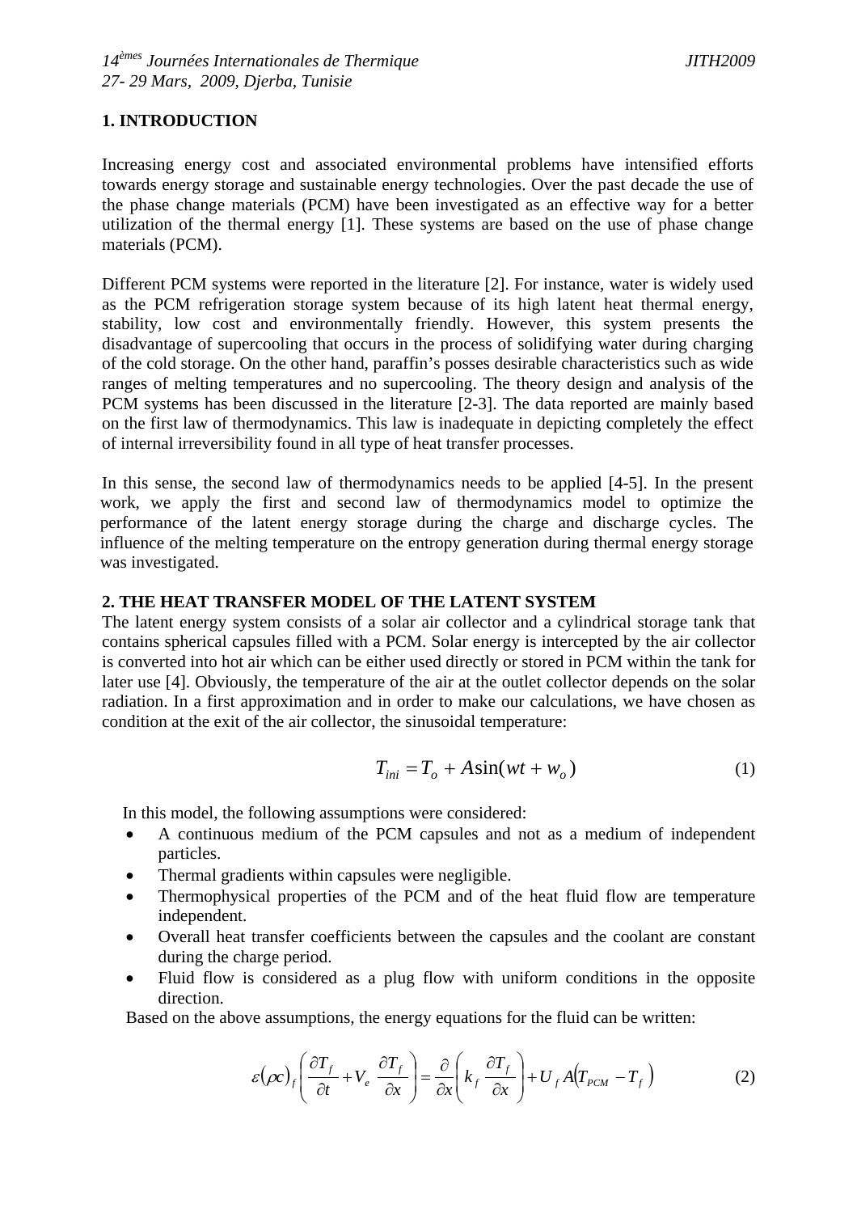## 1. INTRODUCTION

Increasing energy cost and associated environmental problems have intensified efforts towards energy storage and sustainable energy technologies. Over the past decade the use of the phase change materials (PCM) have been investigated as an effective way for a better utilization of the thermal energy [1]. These systems are based on the use of phase change materials (PCM).

Different PCM systems were reported in the literature [2]. For instance, water is widely used as the PCM refrigeration storage system because of its high latent heat thermal energy, stability, low cost and environmentally friendly. However, this system presents the disadvantage of supercooling that occurs in the process of solidifying water during charging of the cold storage. On the other hand, paraffin's posses desirable characteristics such as wide ranges of melting temperatures and no supercooling. The theory design and analysis of the PCM systems has been discussed in the literature [2-3]. The data reported are mainly based on the first law of thermodynamics. This law is inadequate in depicting completely the effect of internal irreversibility found in all type of heat transfer processes.

In this sense, the second law of thermodynamics needs to be applied [4-5]. In the present work, we apply the first and second law of thermodynamics model to optimize the performance of the latent energy storage during the charge and discharge cycles. The influence of the melting temperature on the entropy generation during thermal energy storage was investigated.

## 2. THE HEAT TRANSFER MODEL OF THE LATENT SYSTEM

The latent energy system consists of a solar air collector and a cylindrical storage tank that contains spherical capsules filled with a PCM. Solar energy is intercepted by the air collector is converted into hot air which can be either used directly or stored in PCM within the tank for later use [4]. Obviously, the temperature of the air at the outlet collector depends on the solar radiation. In a first approximation and in order to make our calculations, we have chosen as condition at the exit of the air collector, the sinusoidal temperature:

$$T_{ini} = T_o + A\sin(wt + w_o) \tag{1}$$

In this model, the following assumptions were considered:

- A continuous medium of the PCM capsules and not as a medium of independent particles.
- Thermal gradients within capsules were negligible.
- Thermophysical properties of the PCM and of the heat fluid flow are temperature independent.
- Overall heat transfer coefficients between the capsules and the coolant are constant during the charge period.
- Fluid flow is considered as a plug flow with uniform conditions in the opposite direction.

Based on the above assumptions, the energy equations for the fluid can be written:

$$\varepsilon(\rho c)_f\left(\frac{\partial T_f}{\partial t} + V_e\,\frac{\partial T_f}{\partial x}\right) = \frac{\partial}{\partial x}\left(k_f\,\frac{\partial T_f}{\partial x}\right) + U_f A\left(T_{PCM} - T_f\right) \tag{2}$$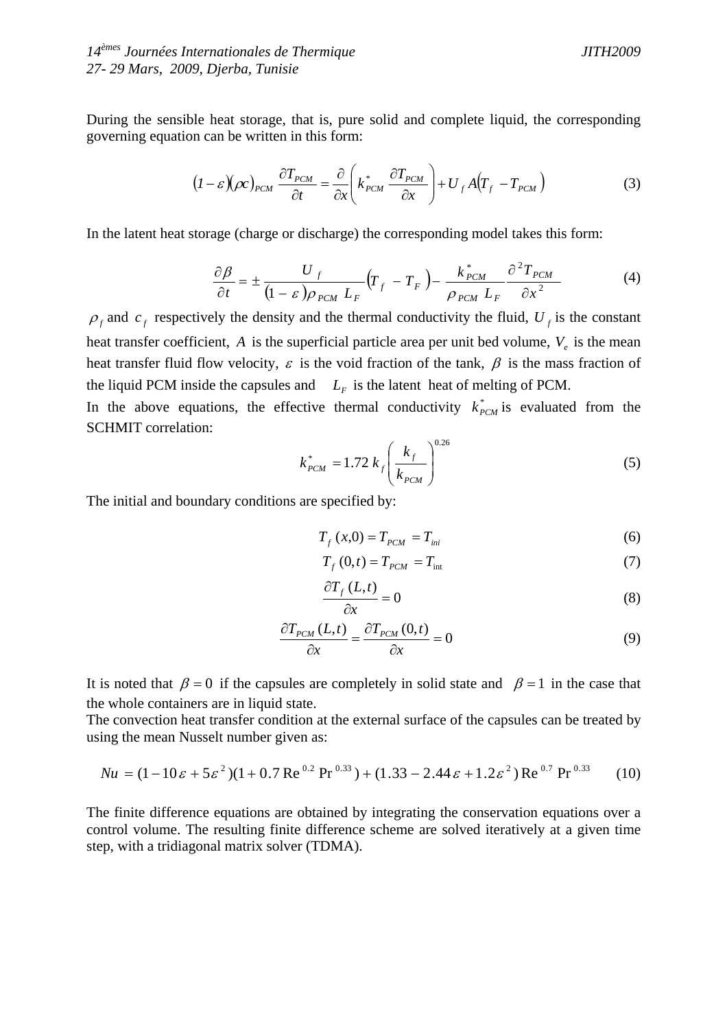During the sensible heat storage, that is, pure solid and complete liquid, the corresponding governing equation can be written in this form:

$$(1-\varepsilon)(\rho c)_{PCM}\,\frac{\partial T_{PCM}}{\partial t}=\frac{\partial}{\partial x}\left(k_{PCM}^{*}\,\frac{\partial T_{PCM}}{\partial x}\right)+U_f\,A\left(T_f-T_{PCM}\right) \qquad (3)$$

In the latent heat storage (charge or discharge) the corresponding model takes this form:

$$\frac{\partial \beta}{\partial t}=\pm\frac{U_f}{(1-\varepsilon)\rho_{PCM}\,L_F}\left(T_f-T_F\right)-\frac{k_{PCM}^{*}}{\rho_{PCM}\,L_F}\frac{\partial^2 T_{PCM}}{\partial x^2} \qquad (4)$$

$\rho_f$ and $c_f$ respectively the density and the thermal conductivity the fluid, $U_f$ is the constant heat transfer coefficient, $A$ is the superficial particle area per unit bed volume, $V_e$ is the mean heat transfer fluid flow velocity, $\varepsilon$ is the void fraction of the tank, $\beta$ is the mass fraction of the liquid PCM inside the capsules and $L_F$ is the latent heat of melting of PCM.

In the above equations, the effective thermal conductivity $k_{PCM}^{*}$ is evaluated from the SCHMIT correlation:

$$k_{PCM}^{*}=1.72\,k_f\left(\frac{k_f}{k_{PCM}}\right)^{0.26} \qquad (5)$$

The initial and boundary conditions are specified by:

$$T_f\,(x,0)=T_{PCM}=T_{ini} \qquad (6)$$

$$T_f\,(0,t)=T_{PCM}=T_{\text{int}} \qquad (7)$$

$$\frac{\partial T_f\,(L,t)}{\partial x}=0 \qquad (8)$$

$$\frac{\partial T_{PCM}\,(L,t)}{\partial x}=\frac{\partial T_{PCM}\,(0,t)}{\partial x}=0 \qquad (9)$$

It is noted that $\beta=0$ if the capsules are completely in solid state and $\beta=1$ in the case that the whole containers are in liquid state.

The convection heat transfer condition at the external surface of the capsules can be treated by using the mean Nusselt number given as:

$$Nu=(1-10\varepsilon+5\varepsilon^2)(1+0.7\,\text{Re}^{0.2}\,\text{Pr}^{0.33})+(1.33-2.44\varepsilon+1.2\varepsilon^2)\,\text{Re}^{0.7}\,\text{Pr}^{0.33} \qquad (10)$$

The finite difference equations are obtained by integrating the conservation equations over a control volume. The resulting finite difference scheme are solved iteratively at a given time step, with a tridiagonal matrix solver (TDMA).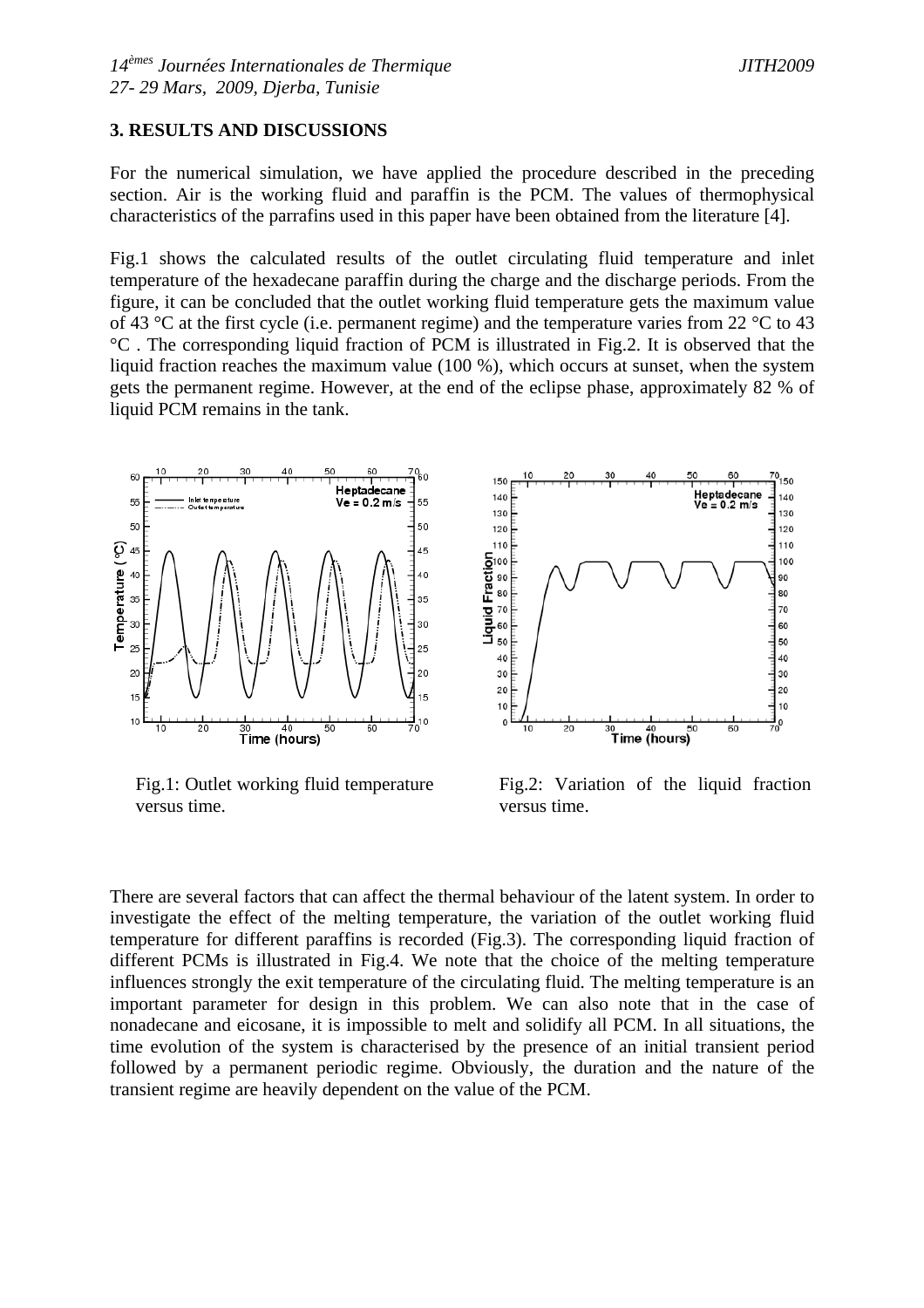## 3. RESULTS AND DISCUSSIONS

For the numerical simulation, we have applied the procedure described in the preceding section. Air is the working fluid and paraffin is the PCM. The values of thermophysical characteristics of the parrafins used in this paper have been obtained from the literature [4].

Fig.1 shows the calculated results of the outlet circulating fluid temperature and inlet temperature of the hexadecane paraffin during the charge and the discharge periods. From the figure, it can be concluded that the outlet working fluid temperature gets the maximum value of 43 °C at the first cycle (i.e. permanent regime) and the temperature varies from 22 °C to 43 °C . The corresponding liquid fraction of PCM is illustrated in Fig.2. It is observed that the liquid fraction reaches the maximum value (100 %), which occurs at sunset, when the system gets the permanent regime. However, at the end of the eclipse phase, approximately 82 % of liquid PCM remains in the tank.

Fig.1: Outlet working fluid temperature versus time.

Fig.2: Variation of the liquid fraction versus time.

There are several factors that can affect the thermal behaviour of the latent system. In order to investigate the effect of the melting temperature, the variation of the outlet working fluid temperature for different paraffins is recorded (Fig.3). The corresponding liquid fraction of different PCMs is illustrated in Fig.4. We note that the choice of the melting temperature influences strongly the exit temperature of the circulating fluid. The melting temperature is an important parameter for design in this problem. We can also note that in the case of nonadecane and eicosane, it is impossible to melt and solidify all PCM. In all situations, the time evolution of the system is characterised by the presence of an initial transient period followed by a permanent periodic regime. Obviously, the duration and the nature of the transient regime are heavily dependent on the value of the PCM.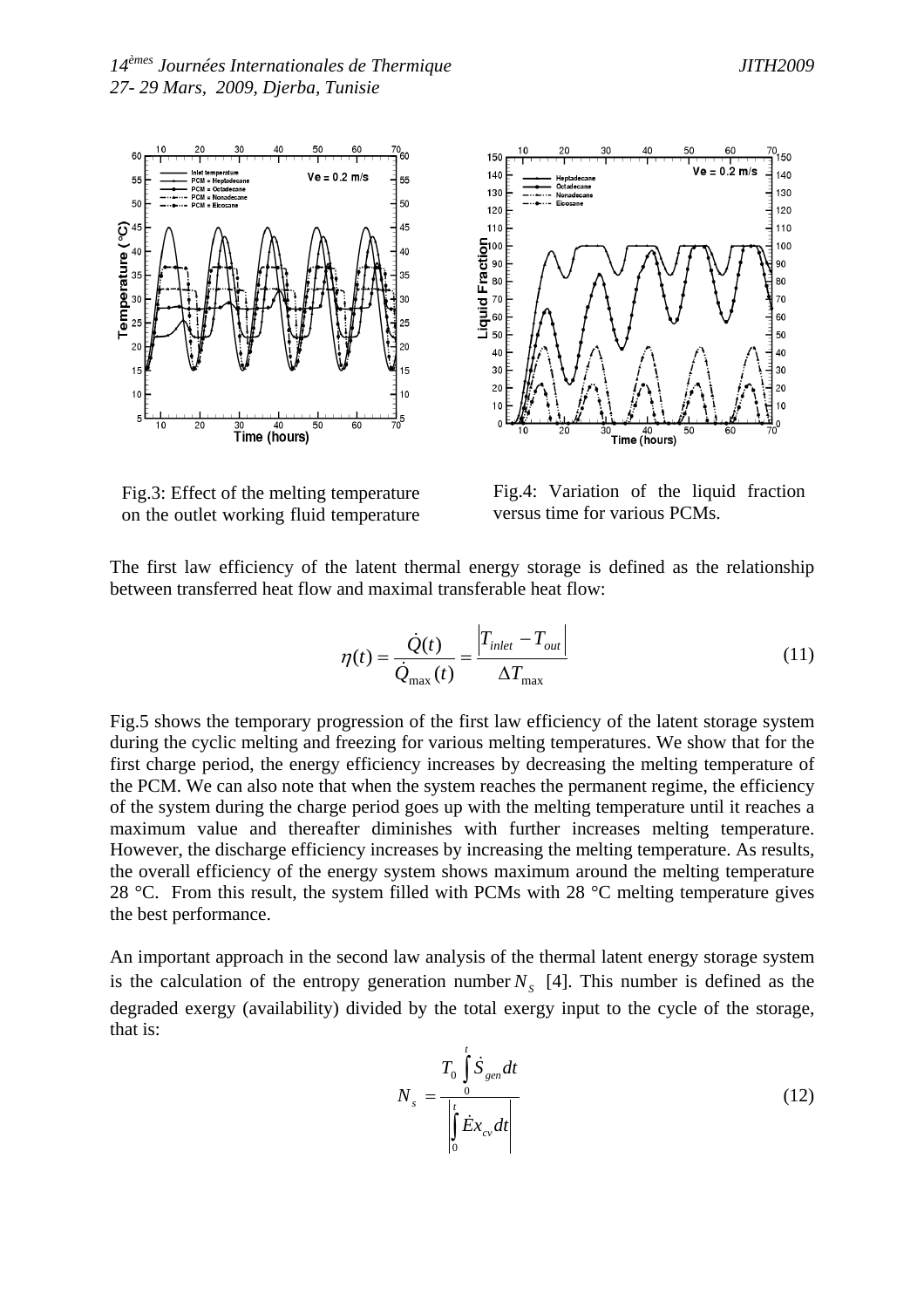Fig.3: Effect of the melting temperature on the outlet working fluid temperature

Fig.4: Variation of the liquid fraction versus time for various PCMs.

The first law efficiency of the latent thermal energy storage is defined as the relationship between transferred heat flow and maximal transferable heat flow:

$$\eta(t) = \frac{\dot{Q}(t)}{\dot{Q}_{\max}(t)} = \frac{\left|T_{inlet} - T_{out}\right|}{\Delta T_{\max}} \tag{11}$$

Fig.5 shows the temporary progression of the first law efficiency of the latent storage system during the cyclic melting and freezing for various melting temperatures. We show that for the first charge period, the energy efficiency increases by decreasing the melting temperature of the PCM. We can also note that when the system reaches the permanent regime, the efficiency of the system during the charge period goes up with the melting temperature until it reaches a maximum value and thereafter diminishes with further increases melting temperature. However, the discharge efficiency increases by increasing the melting temperature. As results, the overall efficiency of the energy system shows maximum around the melting temperature 28 °C. From this result, the system filled with PCMs with 28 °C melting temperature gives the best performance.

An important approach in the second law analysis of the thermal latent energy storage system is the calculation of the entropy generation number $N_S$ [4]. This number is defined as the degraded exergy (availability) divided by the total exergy input to the cycle of the storage, that is:

$$N_s = \frac{T_0 \int_0^t \dot{S}_{gen} dt}{\left|\int_0^t \dot{E}x_{cv} dt\right|} \tag{12}$$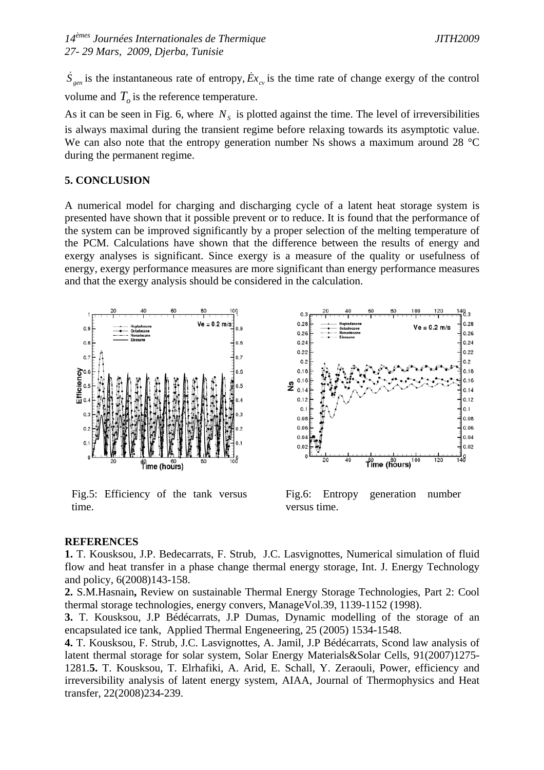$\dot{S}_{gen}$ is the instantaneous rate of entropy, $\dot{E}x_{cv}$ is the time rate of change exergy of the control volume and $T_o$ is the reference temperature.

As it can be seen in Fig. 6, where $N_S$ is plotted against the time. The level of irreversibilities is always maximal during the transient regime before relaxing towards its asymptotic value. We can also note that the entropy generation number Ns shows a maximum around 28 °C during the permanent regime.

## 5. CONCLUSION

A numerical model for charging and discharging cycle of a latent heat storage system is presented have shown that it possible prevent or to reduce. It is found that the performance of the system can be improved significantly by a proper selection of the melting temperature of the PCM. Calculations have shown that the difference between the results of energy and exergy analyses is significant. Since exergy is a measure of the quality or usefulness of energy, exergy performance measures are more significant than energy performance measures and that the exergy analysis should be considered in the calculation.

Heptadecane
Octadecane
Nonadecane
Eicosane
Ve = 0.2 m/s
Efficiency
Time (hours)

Fig.5: Efficiency of the tank versus time.

Heptadecane
Octadecane
Nonadecane
Eicosane
Ve = 0.2 m/s
Ns
Time (hours)

Fig.6: Entropy generation number versus time.

## REFERENCES

**1.** T. Kousksou, J.P. Bedecarrats, F. Strub, J.C. Lasvignottes, Numerical simulation of fluid flow and heat transfer in a phase change thermal energy storage, Int. J. Energy Technology and policy, 6(2008)143-158.

**2.** S.M.Hasnain**,** Review on sustainable Thermal Energy Storage Technologies, Part 2: Cool thermal storage technologies, energy convers, ManageVol.39, 1139-1152 (1998).

**3.** T. Kousksou, J.P Bédécarrats, J.P Dumas, Dynamic modelling of the storage of an encapsulated ice tank, Applied Thermal Engeneering, 25 (2005) 1534-1548.

**4.** T. Kousksou, F. Strub, J.C. Lasvignottes, A. Jamil, J.P Bédécarrats, Scond law analysis of latent thermal storage for solar system, Solar Energy Materials&Solar Cells, 91(2007)1275-1281.

**5.** T. Kousksou, T. Elrhafiki, A. Arid, E. Schall, Y. Zeraouli, Power, efficiency and irreversibility analysis of latent energy system, AIAA, Journal of Thermophysics and Heat transfer, 22(2008)234-239.